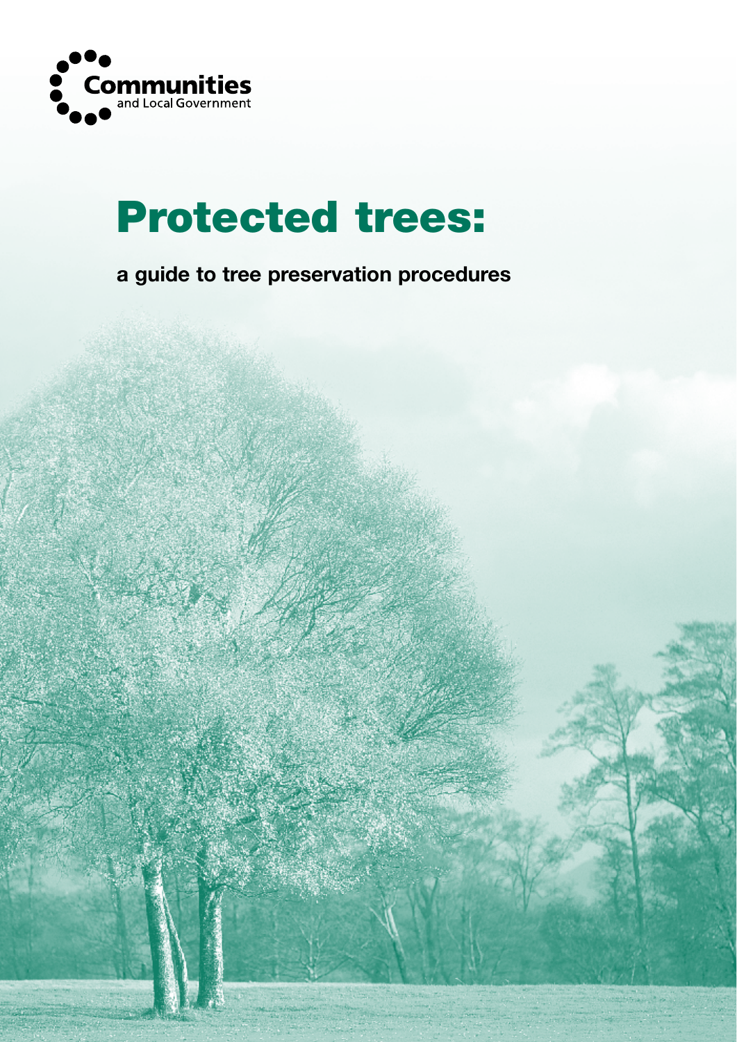Communities and Local Government

# Protected trees:

## a guide to tree preservation procedures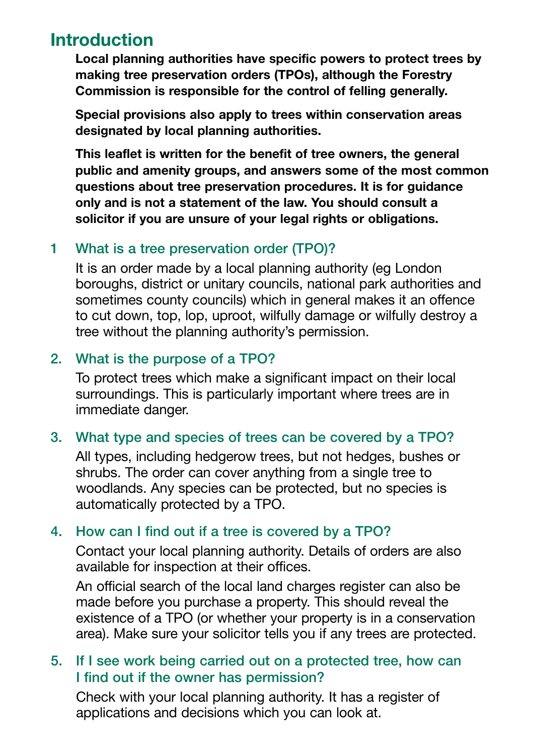## Introduction

**Local planning authorities have specific powers to protect trees by making tree preservation orders (TPOs), although the Forestry Commission is responsible for the control of felling generally.**

**Special provisions also apply to trees within conservation areas designated by local planning authorities.**

**This leaflet is written for the benefit of tree owners, the general public and amenity groups, and answers some of the most common questions about tree preservation procedures. It is for guidance only and is not a statement of the law. You should consult a solicitor if you are unsure of your legal rights or obligations.**

### 1 What is a tree preservation order (TPO)?

It is an order made by a local planning authority (eg London boroughs, district or unitary councils, national park authorities and sometimes county councils) which in general makes it an offence to cut down, top, lop, uproot, wilfully damage or wilfully destroy a tree without the planning authority's permission.

### 2. What is the purpose of a TPO?

To protect trees which make a significant impact on their local surroundings. This is particularly important where trees are in immediate danger.

### 3. What type and species of trees can be covered by a TPO?

All types, including hedgerow trees, but not hedges, bushes or shrubs. The order can cover anything from a single tree to woodlands. Any species can be protected, but no species is automatically protected by a TPO.

### 4. How can I find out if a tree is covered by a TPO?

Contact your local planning authority. Details of orders are also available for inspection at their offices.

An official search of the local land charges register can also be made before you purchase a property. This should reveal the existence of a TPO (or whether your property is in a conservation area). Make sure your solicitor tells you if any trees are protected.

### 5. If I see work being carried out on a protected tree, how can I find out if the owner has permission?

Check with your local planning authority. It has a register of applications and decisions which you can look at.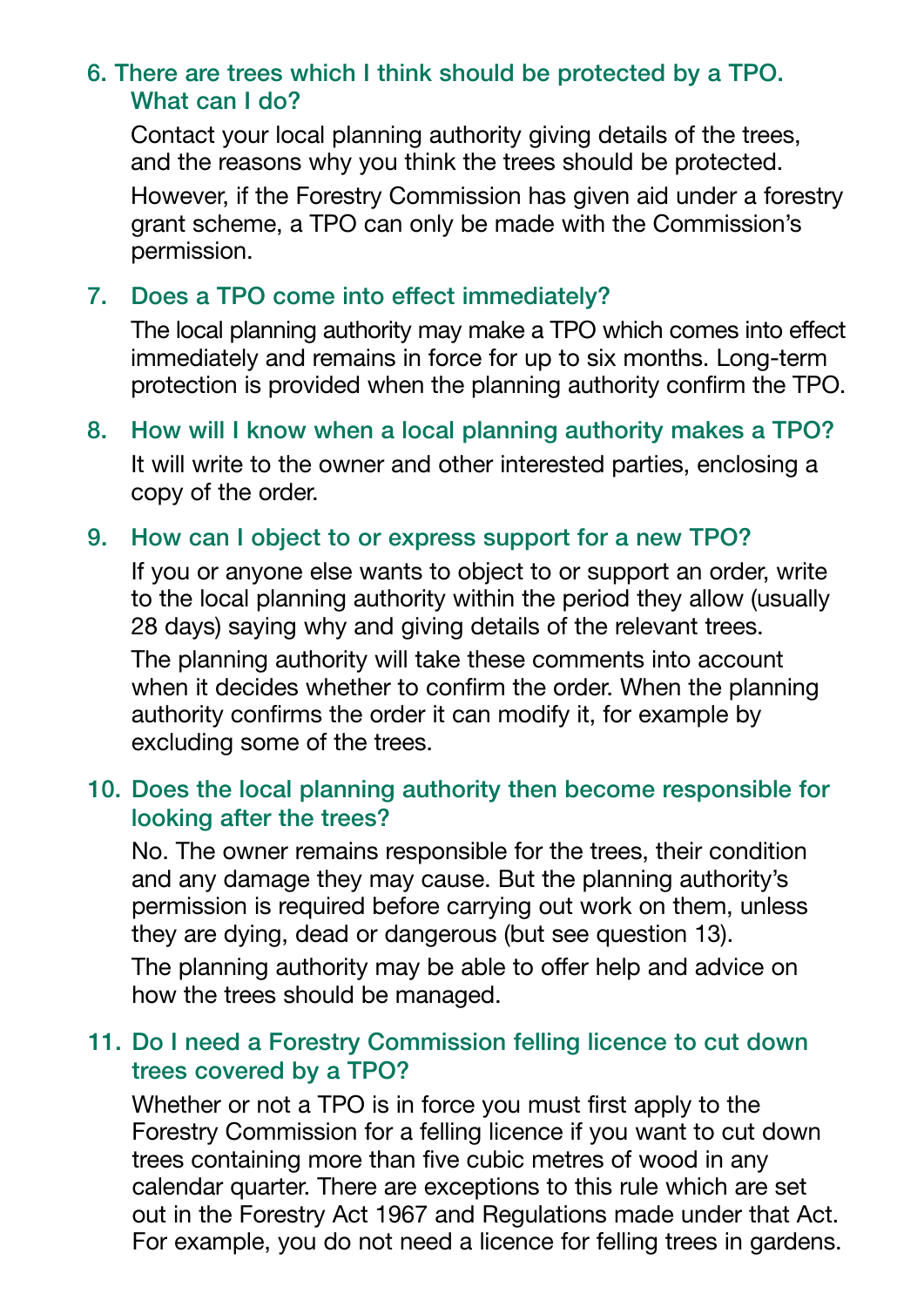### 6. There are trees which I think should be protected by a TPO. What can I do?

Contact your local planning authority giving details of the trees, and the reasons why you think the trees should be protected.

However, if the Forestry Commission has given aid under a forestry grant scheme, a TPO can only be made with the Commission's permission.

### 7. Does a TPO come into effect immediately?

The local planning authority may make a TPO which comes into effect immediately and remains in force for up to six months. Long-term protection is provided when the planning authority confirm the TPO.

### 8. How will I know when a local planning authority makes a TPO?

It will write to the owner and other interested parties, enclosing a copy of the order.

### 9. How can I object to or express support for a new TPO?

If you or anyone else wants to object to or support an order, write to the local planning authority within the period they allow (usually 28 days) saying why and giving details of the relevant trees.

The planning authority will take these comments into account when it decides whether to confirm the order. When the planning authority confirms the order it can modify it, for example by excluding some of the trees.

### 10. Does the local planning authority then become responsible for looking after the trees?

No. The owner remains responsible for the trees, their condition and any damage they may cause. But the planning authority's permission is required before carrying out work on them, unless they are dying, dead or dangerous (but see question 13).

The planning authority may be able to offer help and advice on how the trees should be managed.

### 11. Do I need a Forestry Commission felling licence to cut down trees covered by a TPO?

Whether or not a TPO is in force you must first apply to the Forestry Commission for a felling licence if you want to cut down trees containing more than five cubic metres of wood in any calendar quarter. There are exceptions to this rule which are set out in the Forestry Act 1967 and Regulations made under that Act. For example, you do not need a licence for felling trees in gardens.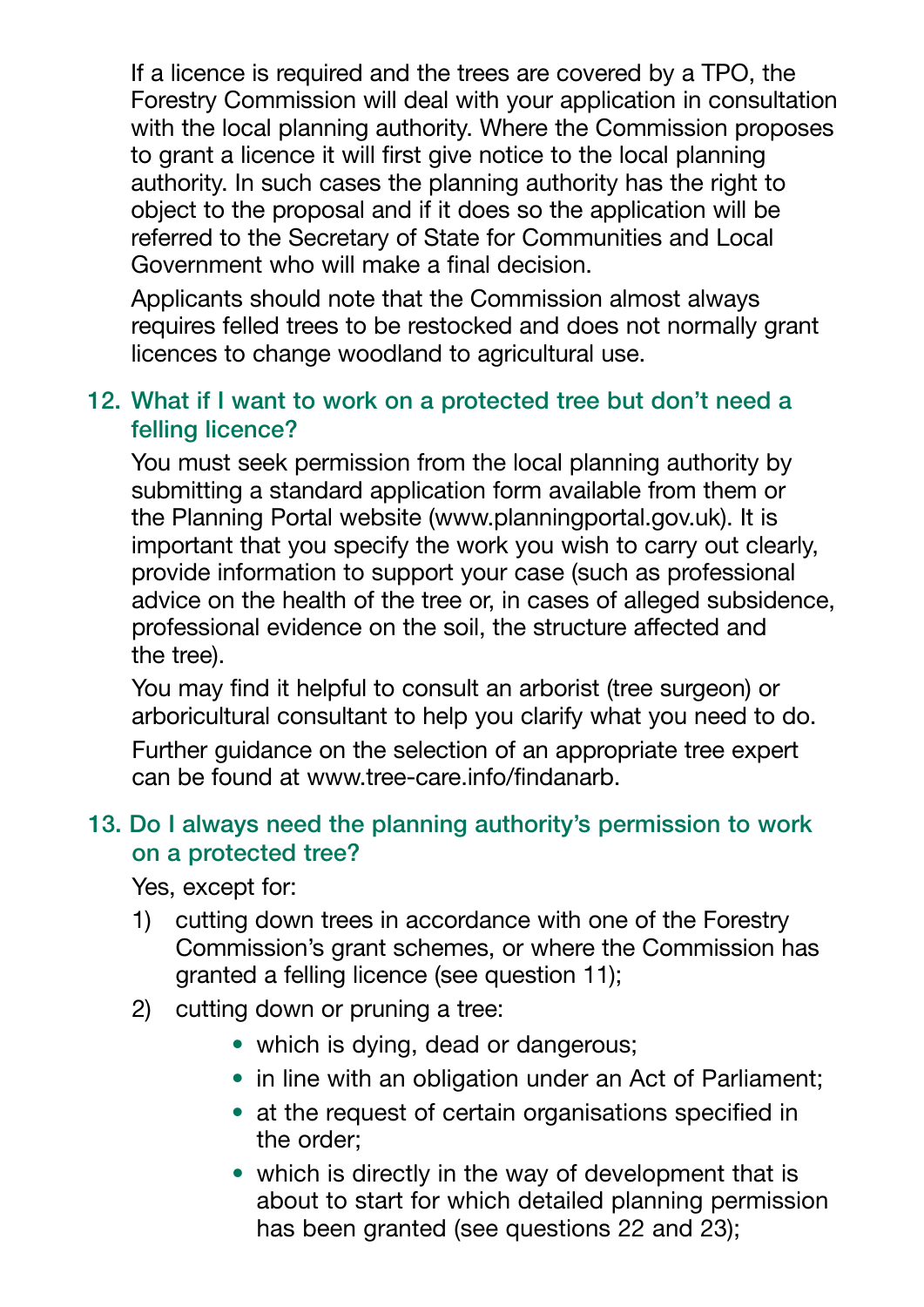If a licence is required and the trees are covered by a TPO, the Forestry Commission will deal with your application in consultation with the local planning authority. Where the Commission proposes to grant a licence it will first give notice to the local planning authority. In such cases the planning authority has the right to object to the proposal and if it does so the application will be referred to the Secretary of State for Communities and Local Government who will make a final decision.

Applicants should note that the Commission almost always requires felled trees to be restocked and does not normally grant licences to change woodland to agricultural use.

### 12. What if I want to work on a protected tree but don't need a felling licence?

You must seek permission from the local planning authority by submitting a standard application form available from them or the Planning Portal website (www.planningportal.gov.uk). It is important that you specify the work you wish to carry out clearly, provide information to support your case (such as professional advice on the health of the tree or, in cases of alleged subsidence, professional evidence on the soil, the structure affected and the tree).

You may find it helpful to consult an arborist (tree surgeon) or arboricultural consultant to help you clarify what you need to do.

Further guidance on the selection of an appropriate tree expert can be found at www.tree-care.info/findanarb.

### 13. Do I always need the planning authority's permission to work on a protected tree?

Yes, except for:

1) cutting down trees in accordance with one of the Forestry Commission's grant schemes, or where the Commission has granted a felling licence (see question 11);
2) cutting down or pruning a tree:
   - which is dying, dead or dangerous;
   - in line with an obligation under an Act of Parliament;
   - at the request of certain organisations specified in the order;
   - which is directly in the way of development that is about to start for which detailed planning permission has been granted (see questions 22 and 23);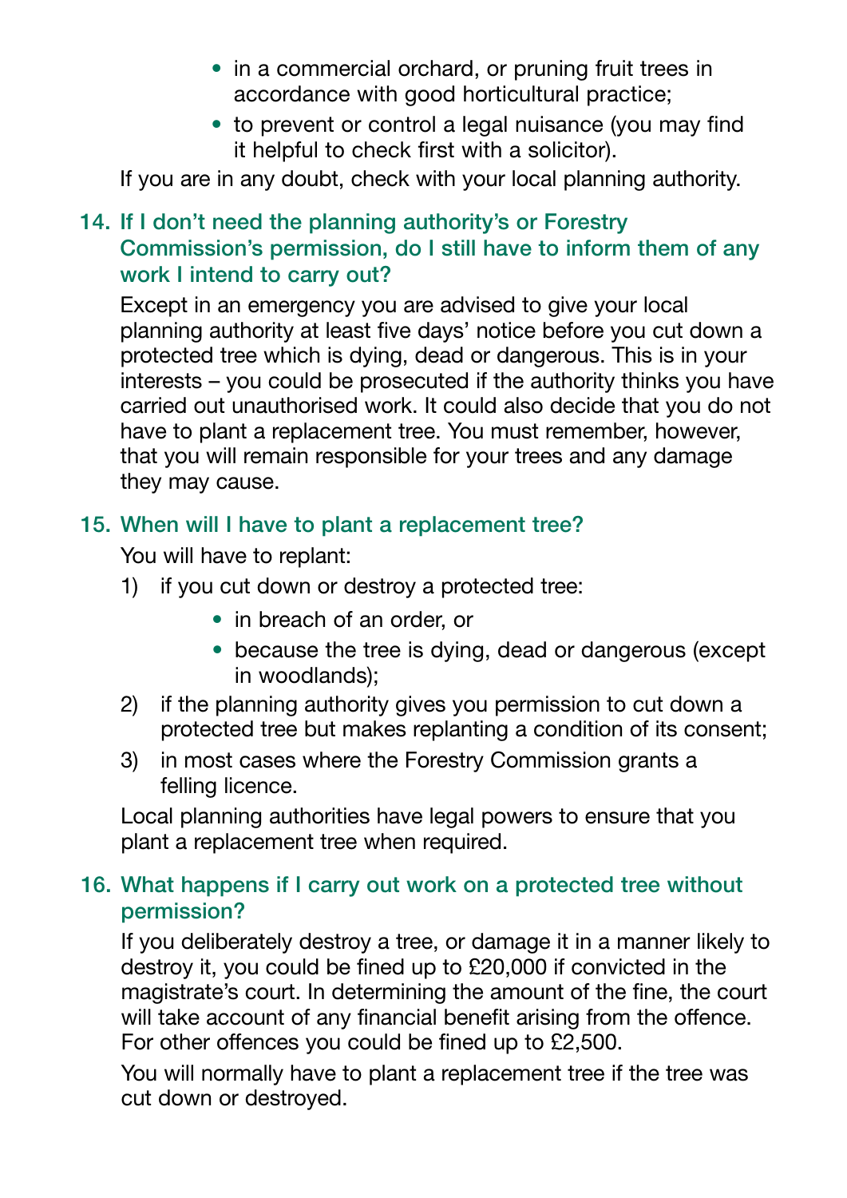- in a commercial orchard, or pruning fruit trees in accordance with good horticultural practice;
- to prevent or control a legal nuisance (you may find it helpful to check first with a solicitor).

If you are in any doubt, check with your local planning authority.

### 14. If I don't need the planning authority's or Forestry Commission's permission, do I still have to inform them of any work I intend to carry out?

Except in an emergency you are advised to give your local planning authority at least five days' notice before you cut down a protected tree which is dying, dead or dangerous. This is in your interests – you could be prosecuted if the authority thinks you have carried out unauthorised work. It could also decide that you do not have to plant a replacement tree. You must remember, however, that you will remain responsible for your trees and any damage they may cause.

### 15. When will I have to plant a replacement tree?

You will have to replant:

1) if you cut down or destroy a protected tree:
   - in breach of an order, or
   - because the tree is dying, dead or dangerous (except in woodlands);
2) if the planning authority gives you permission to cut down a protected tree but makes replanting a condition of its consent;
3) in most cases where the Forestry Commission grants a felling licence.

Local planning authorities have legal powers to ensure that you plant a replacement tree when required.

### 16. What happens if I carry out work on a protected tree without permission?

If you deliberately destroy a tree, or damage it in a manner likely to destroy it, you could be fined up to £20,000 if convicted in the magistrate's court. In determining the amount of the fine, the court will take account of any financial benefit arising from the offence. For other offences you could be fined up to £2,500.

You will normally have to plant a replacement tree if the tree was cut down or destroyed.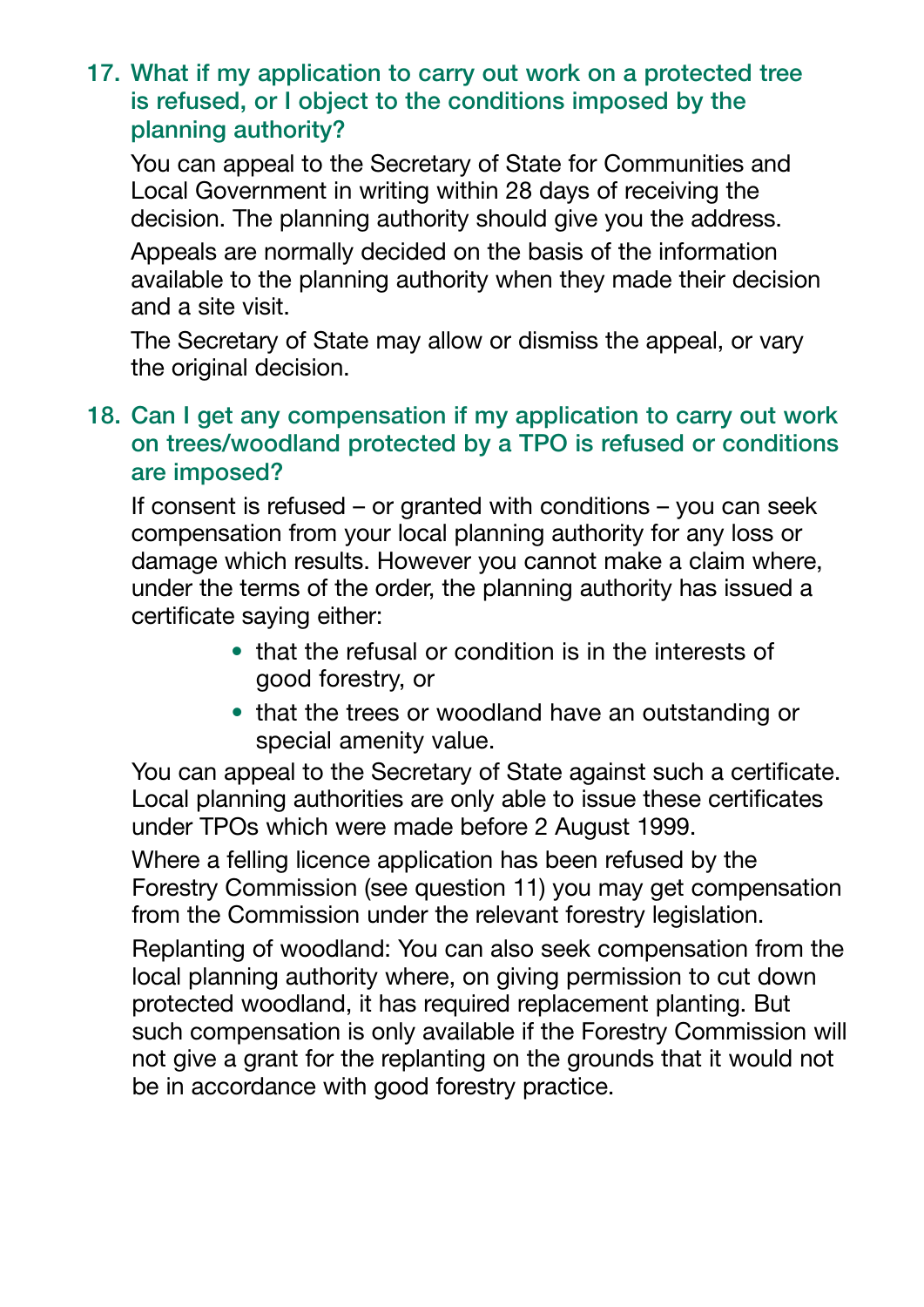## 17. What if my application to carry out work on a protected tree is refused, or I object to the conditions imposed by the planning authority?

You can appeal to the Secretary of State for Communities and Local Government in writing within 28 days of receiving the decision. The planning authority should give you the address.

Appeals are normally decided on the basis of the information available to the planning authority when they made their decision and a site visit.

The Secretary of State may allow or dismiss the appeal, or vary the original decision.

## 18. Can I get any compensation if my application to carry out work on trees/woodland protected by a TPO is refused or conditions are imposed?

If consent is refused – or granted with conditions – you can seek compensation from your local planning authority for any loss or damage which results. However you cannot make a claim where, under the terms of the order, the planning authority has issued a certificate saying either:

- that the refusal or condition is in the interests of good forestry, or
- that the trees or woodland have an outstanding or special amenity value.

You can appeal to the Secretary of State against such a certificate. Local planning authorities are only able to issue these certificates under TPOs which were made before 2 August 1999.

Where a felling licence application has been refused by the Forestry Commission (see question 11) you may get compensation from the Commission under the relevant forestry legislation.

Replanting of woodland: You can also seek compensation from the local planning authority where, on giving permission to cut down protected woodland, it has required replacement planting. But such compensation is only available if the Forestry Commission will not give a grant for the replanting on the grounds that it would not be in accordance with good forestry practice.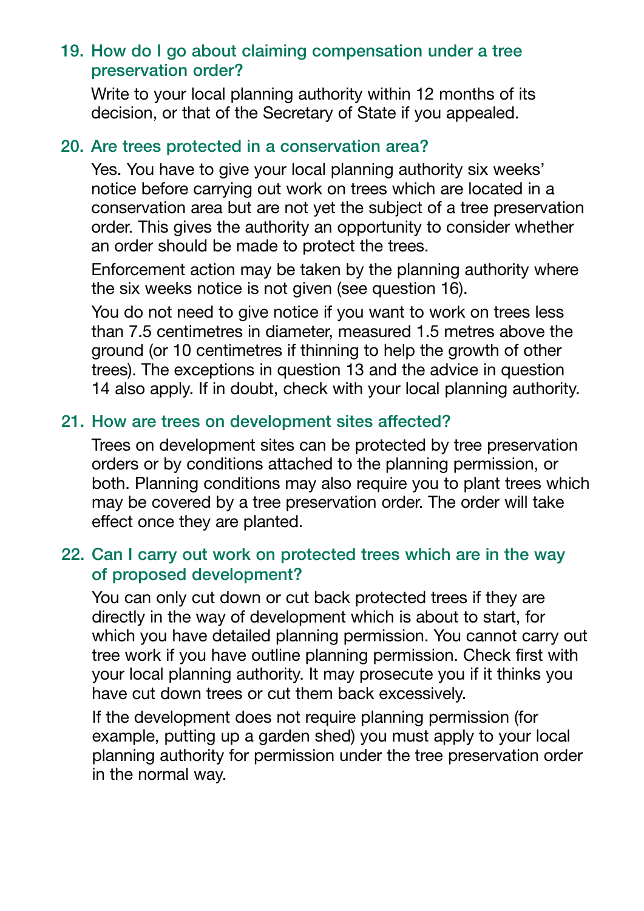### 19. How do I go about claiming compensation under a tree preservation order?

Write to your local planning authority within 12 months of its decision, or that of the Secretary of State if you appealed.

### 20. Are trees protected in a conservation area?

Yes. You have to give your local planning authority six weeks' notice before carrying out work on trees which are located in a conservation area but are not yet the subject of a tree preservation order. This gives the authority an opportunity to consider whether an order should be made to protect the trees.

Enforcement action may be taken by the planning authority where the six weeks notice is not given (see question 16).

You do not need to give notice if you want to work on trees less than 7.5 centimetres in diameter, measured 1.5 metres above the ground (or 10 centimetres if thinning to help the growth of other trees). The exceptions in question 13 and the advice in question 14 also apply. If in doubt, check with your local planning authority.

### 21. How are trees on development sites affected?

Trees on development sites can be protected by tree preservation orders or by conditions attached to the planning permission, or both. Planning conditions may also require you to plant trees which may be covered by a tree preservation order. The order will take effect once they are planted.

### 22. Can I carry out work on protected trees which are in the way of proposed development?

You can only cut down or cut back protected trees if they are directly in the way of development which is about to start, for which you have detailed planning permission. You cannot carry out tree work if you have outline planning permission. Check first with your local planning authority. It may prosecute you if it thinks you have cut down trees or cut them back excessively.

If the development does not require planning permission (for example, putting up a garden shed) you must apply to your local planning authority for permission under the tree preservation order in the normal way.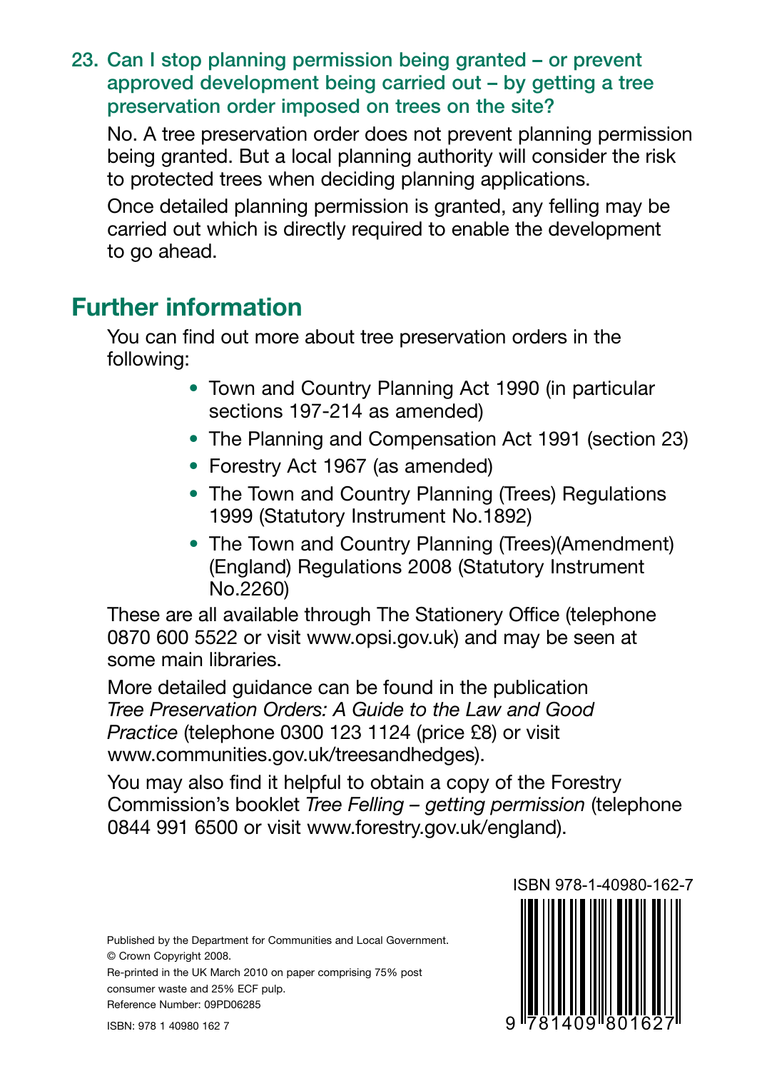### 23. Can I stop planning permission being granted – or prevent approved development being carried out – by getting a tree preservation order imposed on trees on the site?

No. A tree preservation order does not prevent planning permission being granted. But a local planning authority will consider the risk to protected trees when deciding planning applications.

Once detailed planning permission is granted, any felling may be carried out which is directly required to enable the development to go ahead.

## Further information

You can find out more about tree preservation orders in the following:

- Town and Country Planning Act 1990 (in particular sections 197-214 as amended)
- The Planning and Compensation Act 1991 (section 23)
- Forestry Act 1967 (as amended)
- The Town and Country Planning (Trees) Regulations 1999 (Statutory Instrument No.1892)
- The Town and Country Planning (Trees)(Amendment) (England) Regulations 2008 (Statutory Instrument No.2260)

These are all available through The Stationery Office (telephone 0870 600 5522 or visit www.opsi.gov.uk) and may be seen at some main libraries.

More detailed guidance can be found in the publication *Tree Preservation Orders: A Guide to the Law and Good Practice* (telephone 0300 123 1124 (price £8) or visit www.communities.gov.uk/treesandhedges).

You may also find it helpful to obtain a copy of the Forestry Commission's booklet *Tree Felling – getting permission* (telephone 0844 991 6500 or visit www.forestry.gov.uk/england).

Published by the Department for Communities and Local Government.
© Crown Copyright 2008.
Re-printed in the UK March 2010 on paper comprising 75% post consumer waste and 25% ECF pulp.
Reference Number: 09PD06285

ISBN: 978 1 40980 162 7

ISBN 978-1-40980-162-7

9 781409 801627